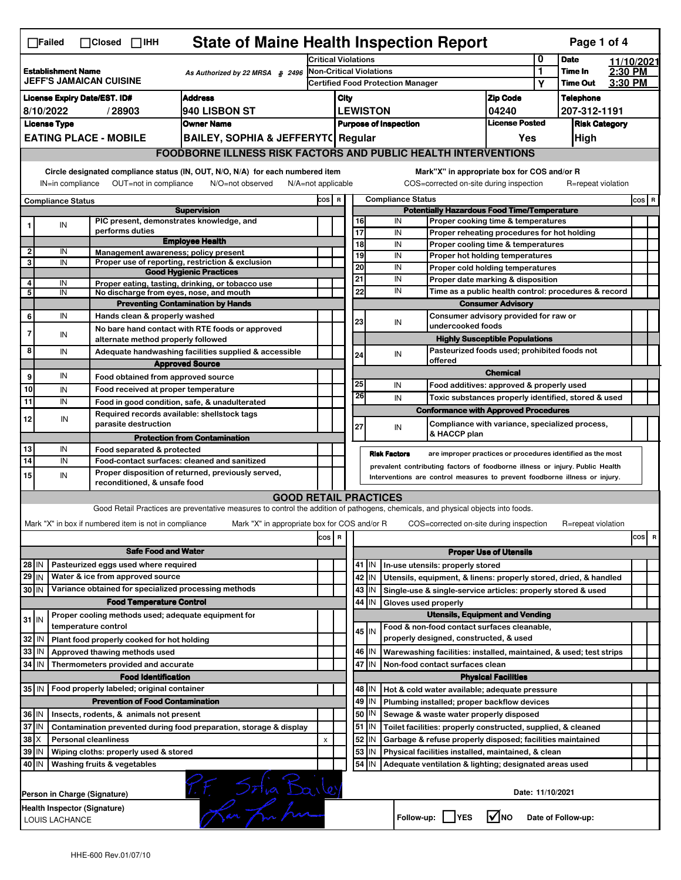☐Failed ☐Closed ☐IHH

# State of Maine Health Inspection Report

| | | | |
|---|---|---|---|
| **Establishment Name** JEFF'S JAMAICAN CUISINE | As Authorized by 22 MRSA § 2496 | Critical Violations | 0 |
| | | Non-Critical Violations | 1 |
| | | Certified Food Protection Manager | Y |

**Date** 11/10/2021
**Time In** 2:30 PM
**Time Out** 3:30 PM

| License Expiry Date/EST. ID# | Address | City | Zip Code | Telephone |
|---|---|---|---|---|
| 8/10/2022 / 28903 | 940 LISBON ST | LEWISTON | 04240 | 207-312-1191 |

| License Type | Owner Name | Purpose of Inspection | License Posted | Risk Category |
|---|---|---|---|---|
| EATING PLACE - MOBILE | BAILEY, SOPHIA & JEFFERYTC | Regular | Yes | High |

## FOODBORNE ILLNESS RISK FACTORS AND PUBLIC HEALTH INTERVENTIONS

Circle designated compliance status (IN, OUT, N/O, N/A) for each numbered item
IN=in compliance OUT=not in compliance N/O=not observed N/A=not applicable

Mark"X" in appropriate box for COS and/or R
COS=corrected on-site during inspection R=repeat violation

| # | Compliance Status | | COS | R |
|---|---|---|---|---|
| | | **Supervision** | | |
| 1 | IN | PIC present, demonstrates knowledge, and performs duties | | |
| | | **Employee Health** | | |
| 2 | IN | Management awareness; policy present | | |
| 3 | IN | Proper use of reporting, restriction & exclusion | | |
| | | **Good Hygienic Practices** | | |
| 4 | IN | Proper eating, tasting, drinking, or tobacco use | | |
| 5 | IN | No discharge from eyes, nose, and mouth | | |
| | | **Preventing Contamination by Hands** | | |
| 6 | IN | Hands clean & properly washed | | |
| 7 | IN | No bare hand contact with RTE foods or approved alternate method properly followed | | |
| 8 | IN | Adequate handwashing facilities supplied & accessible | | |
| | | **Approved Source** | | |
| 9 | IN | Food obtained from approved source | | |
| 10 | IN | Food received at proper temperature | | |
| 11 | IN | Food in good condition, safe, & unadulterated | | |
| 12 | IN | Required records available: shellstock tags parasite destruction | | |
| | | **Protection from Contamination** | | |
| 13 | IN | Food separated & protected | | |
| 14 | IN | Food-contact surfaces: cleaned and sanitized | | |
| 15 | IN | Proper disposition of returned, previously served, reconditioned, & unsafe food | | |

| # | Compliance Status | | COS | R |
|---|---|---|---|---|
| | | **Potentially Hazardous Food Time/Temperature** | | |
| 16 | IN | Proper cooking time & temperatures | | |
| 17 | IN | Proper reheating procedures for hot holding | | |
| 18 | IN | Proper cooling time & temperatures | | |
| 19 | IN | Proper hot holding temperatures | | |
| 20 | IN | Proper cold holding temperatures | | |
| 21 | IN | Proper date marking & disposition | | |
| 22 | IN | Time as a public health control: procedures & record | | |
| | | **Consumer Advisory** | | |
| 23 | IN | Consumer advisory provided for raw or undercooked foods | | |
| | | **Highly Susceptible Populations** | | |
| 24 | IN | Pasteurized foods used; prohibited foods not offered | | |
| | | **Chemical** | | |
| 25 | IN | Food additives: approved & properly used | | |
| 26 | IN | Toxic substances properly identified, stored & used | | |
| | | **Conformance with Approved Procedures** | | |
| 27 | IN | Compliance with variance, specialized process, & HACCP plan | | |

**Risk Factors** are improper practices or procedures identified as the most prevalent contributing factors of foodborne illness or injury. Public Health Interventions are control measures to prevent foodborne illness or injury.

## GOOD RETAIL PRACTICES

Good Retail Practices are preventative measures to control the addition of pathogens, chemicals, and physical objects into foods.

Mark "X" in box if numbered item is not in compliance Mark "X" in appropriate box for COS and/or R COS=corrected on-site during inspection R=repeat violation

| # | | | COS | R |
|---|---|---|---|---|
| | | **Safe Food and Water** | | |
| 28 | IN | Pasteurized eggs used where required | | |
| 29 | IN | Water & ice from approved source | | |
| 30 | IN | Variance obtained for specialized processing methods | | |
| | | **Food Temperature Control** | | |
| 31 | IN | Proper cooling methods used; adequate equipment for temperature control | | |
| 32 | IN | Plant food properly cooked for hot holding | | |
| 33 | IN | Approved thawing methods used | | |
| 34 | IN | Thermometers provided and accurate | | |
| | | **Food Identification** | | |
| 35 | IN | Food properly labeled; original container | | |
| | | **Prevention of Food Contamination** | | |
| 36 | IN | Insects, rodents, & animals not present | | |
| 37 | IN | Contamination prevented during food preparation, storage & display | | |
| 38 | X | Personal cleanliness | x | |
| 39 | IN | Wiping cloths: properly used & stored | | |
| 40 | IN | Washing fruits & vegetables | | |

| # | | | COS | R |
|---|---|---|---|---|
| | | **Proper Use of Utensils** | | |
| 41 | IN | In-use utensils: properly stored | | |
| 42 | IN | Utensils, equipment, & linens: properly stored, dried, & handled | | |
| 43 | IN | Single-use & single-service articles: properly stored & used | | |
| 44 | IN | Gloves used properly | | |
| | | **Utensils, Equipment and Vending** | | |
| 45 | IN | Food & non-food contact surfaces cleanable, properly designed, constructed, & used | | |
| 46 | IN | Warewashing facilities: installed, maintained, & used; test strips | | |
| 47 | IN | Non-food contact surfaces clean | | |
| | | **Physical Facilities** | | |
| 48 | IN | Hot & cold water available; adequate pressure | | |
| 49 | IN | Plumbing installed; proper backflow devices | | |
| 50 | IN | Sewage & waste water properly disposed | | |
| 51 | IN | Toilet facilities: properly constructed, supplied, & cleaned | | |
| 52 | IN | Garbage & refuse properly disposed; facilities maintained | | |
| 53 | IN | Physical facilities installed, maintained, & clean | | |
| 54 | IN | Adequate ventilation & lighting; designated areas used | | |

Person in Charge (Signature): P.F. Sofia Bailey

Health Inspector (Signature): LOUIS LACHANCE

Date: 11/10/2021

Follow-up: ☐ YES ☑ NO Date of Follow-up:

HHE-600 Rev.01/07/10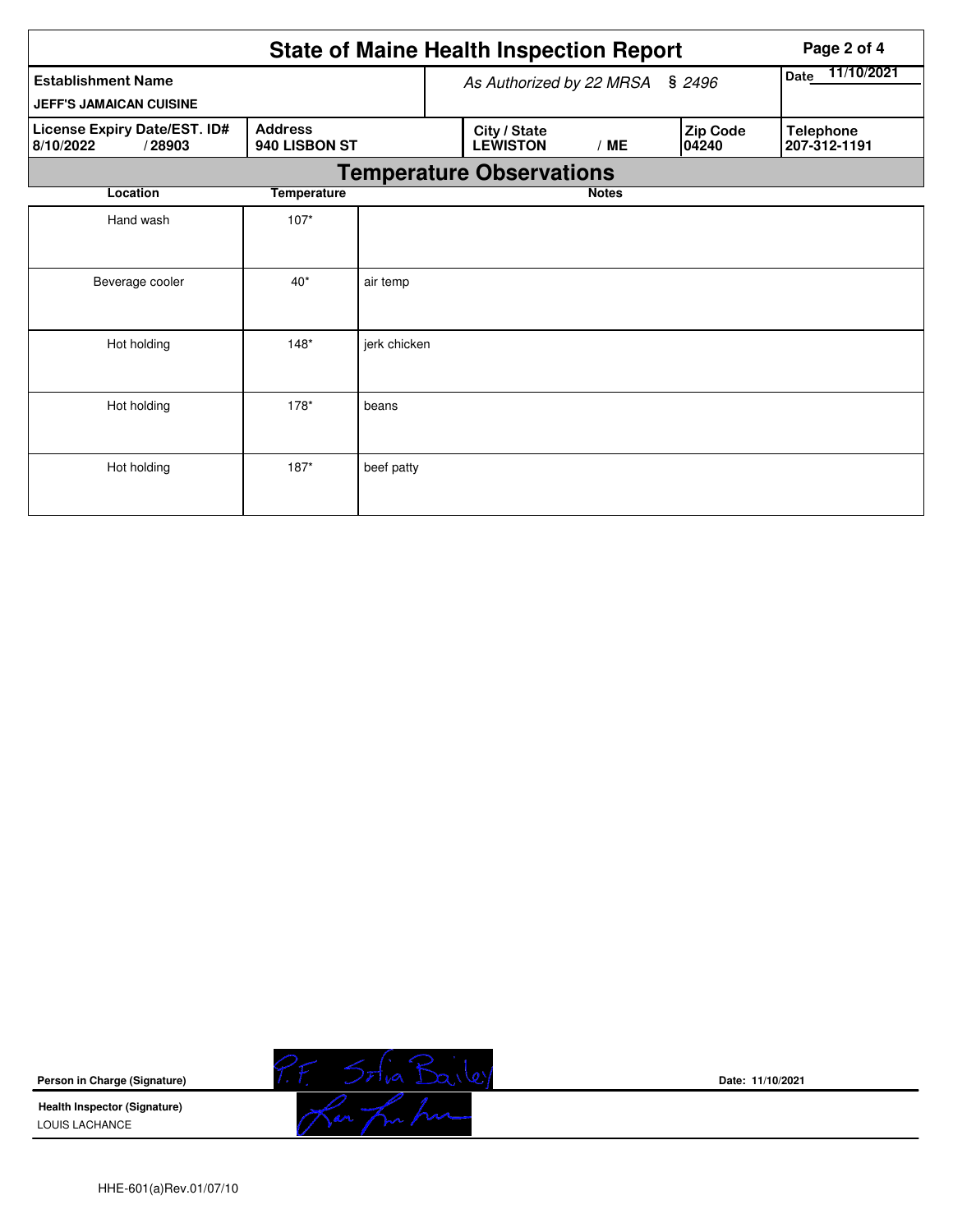# State of Maine Health Inspection Report

| Establishment Name | As Authorized by 22 MRSA § 2496 | | | Date 11/10/2021 |
|---|---|---|---|---|
| JEFF'S JAMAICAN CUISINE | | | | |
| **License Expiry Date/EST. ID#** 8/10/2022 / 28903 | **Address** 940 LISBON ST | **City / State** LEWISTON / ME | **Zip Code** 04240 | **Telephone** 207-312-1191 |

## Temperature Observations

| Location | Temperature | Notes |
|---|---|---|
| Hand wash | 107* | |
| Beverage cooler | 40* | air temp |
| Hot holding | 148* | jerk chicken |
| Hot holding | 178* | beans |
| Hot holding | 187* | beef patty |

**Person in Charge (Signature)** P.F. Sofia Bailey

Date: 11/10/2021

**Health Inspector (Signature)**
LOUIS LACHANCE

HHE-601(a)Rev.01/07/10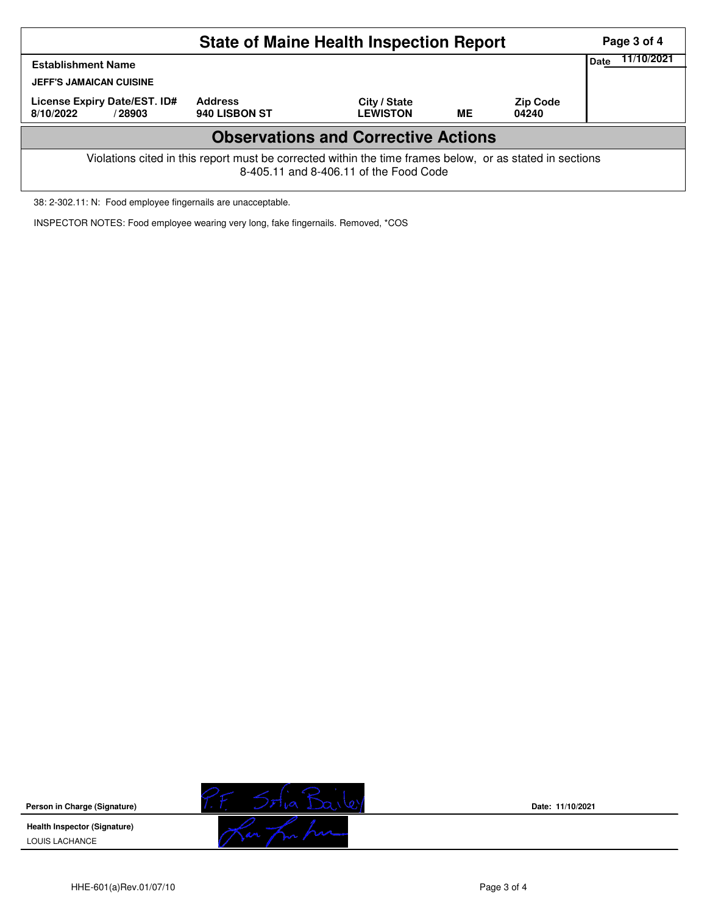# State of Maine Health Inspection Report

| Establishment Name | | | | | Date 11/10/2021 |
|---|---|---|---|---|---|
| **JEFF'S JAMAICAN CUISINE** | | | | | |
| **License Expiry Date/EST. ID#** | **Address** | **City / State** | | **Zip Code** | |
| 8/10/2022 / 28903 | 940 LISBON ST | LEWISTON | ME | 04240 | |

## Observations and Corrective Actions

Violations cited in this report must be corrected within the time frames below, or as stated in sections 8-405.11 and 8-406.11 of the Food Code

38: 2-302.11: N: Food employee fingernails are unacceptable.

INSPECTOR NOTES: Food employee wearing very long, fake fingernails. Removed, *COS

**Person in Charge (Signature)** P.F. Sofia Bailey — Date: 11/10/2021

**Health Inspector (Signature)**
LOUIS LACHANCE

HHE-601(a)Rev.01/07/10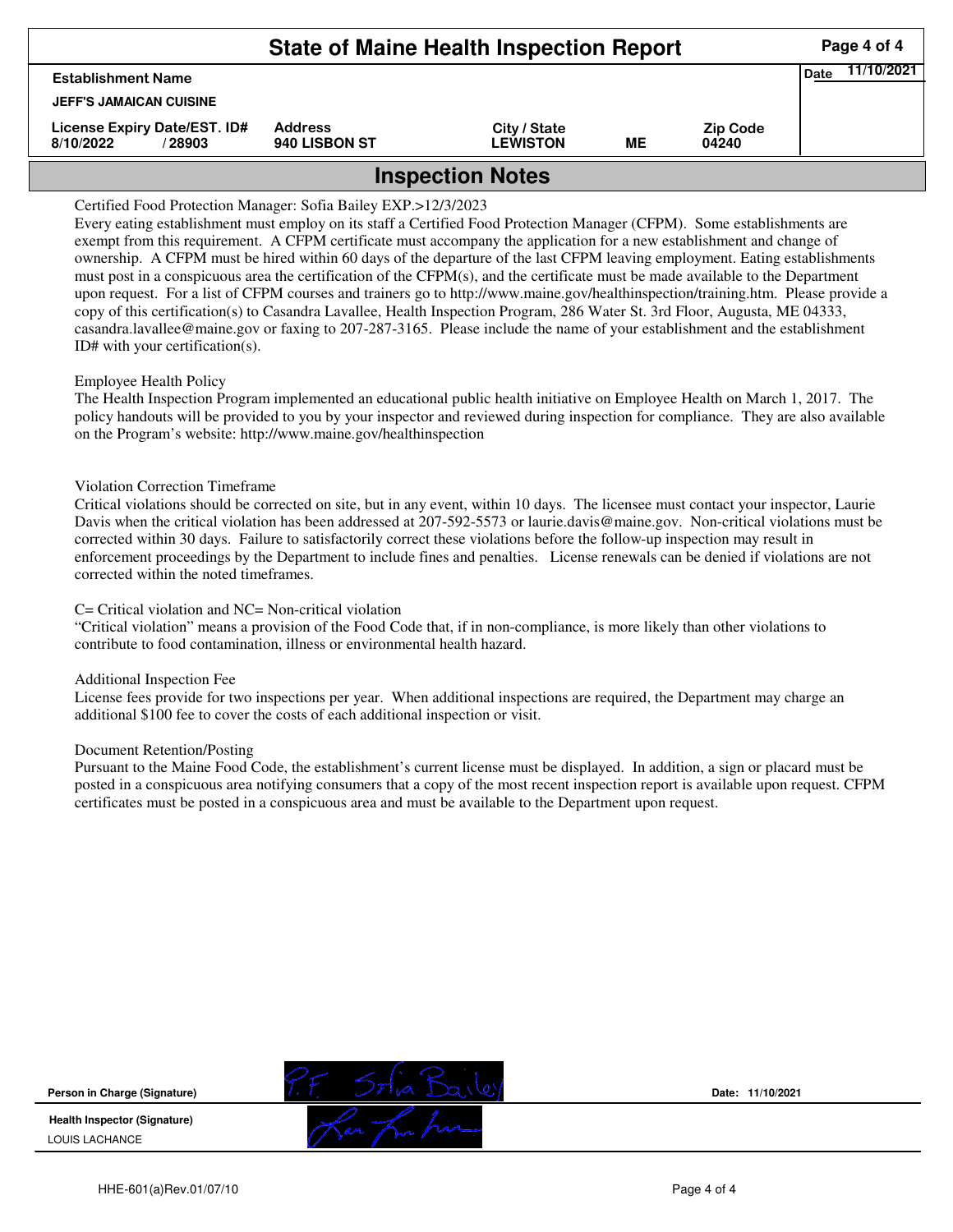# State of Maine Health Inspection Report

| | | | | | |
|---|---|---|---|---|---|
| **Establishment Name** | | | | | **Date** 11/10/2021 |
| **JEFF'S JAMAICAN CUISINE** | | | | | |
| **License Expiry Date/EST. ID#** | **Address** | **City / State** | | **Zip Code** | |
| 8/10/2022 / 28903 | 940 LISBON ST | LEWISTON | ME | 04240 | |

## Inspection Notes

Certified Food Protection Manager: Sofia Bailey EXP.>12/3/2023

Every eating establishment must employ on its staff a Certified Food Protection Manager (CFPM). Some establishments are exempt from this requirement. A CFPM certificate must accompany the application for a new establishment and change of ownership. A CFPM must be hired within 60 days of the departure of the last CFPM leaving employment. Eating establishments must post in a conspicuous area the certification of the CFPM(s), and the certificate must be made available to the Department upon request. For a list of CFPM courses and trainers go to http://www.maine.gov/healthinspection/training.htm. Please provide a copy of this certification(s) to Casandra Lavallee, Health Inspection Program, 286 Water St. 3rd Floor, Augusta, ME 04333, casandra.lavallee@maine.gov or faxing to 207-287-3165. Please include the name of your establishment and the establishment ID# with your certification(s).

Employee Health Policy

The Health Inspection Program implemented an educational public health initiative on Employee Health on March 1, 2017. The policy handouts will be provided to you by your inspector and reviewed during inspection for compliance. They are also available on the Program's website: http://www.maine.gov/healthinspection

Violation Correction Timeframe

Critical violations should be corrected on site, but in any event, within 10 days. The licensee must contact your inspector, Laurie Davis when the critical violation has been addressed at 207-592-5573 or laurie.davis@maine.gov. Non-critical violations must be corrected within 30 days. Failure to satisfactorily correct these violations before the follow-up inspection may result in enforcement proceedings by the Department to include fines and penalties. License renewals can be denied if violations are not corrected within the noted timeframes.

C= Critical violation and NC= Non-critical violation

"Critical violation" means a provision of the Food Code that, if in non-compliance, is more likely than other violations to contribute to food contamination, illness or environmental health hazard.

Additional Inspection Fee

License fees provide for two inspections per year. When additional inspections are required, the Department may charge an additional $100 fee to cover the costs of each additional inspection or visit.

Document Retention/Posting

Pursuant to the Maine Food Code, the establishment's current license must be displayed. In addition, a sign or placard must be posted in a conspicuous area notifying consumers that a copy of the most recent inspection report is available upon request. CFPM certificates must be posted in a conspicuous area and must be available to the Department upon request.

**Person in Charge (Signature)** P.F. Sofia Bailey **Date:** 11/10/2021

**Health Inspector (Signature)**
LOUIS LACHANCE

HHE-601(a)Rev.01/07/10